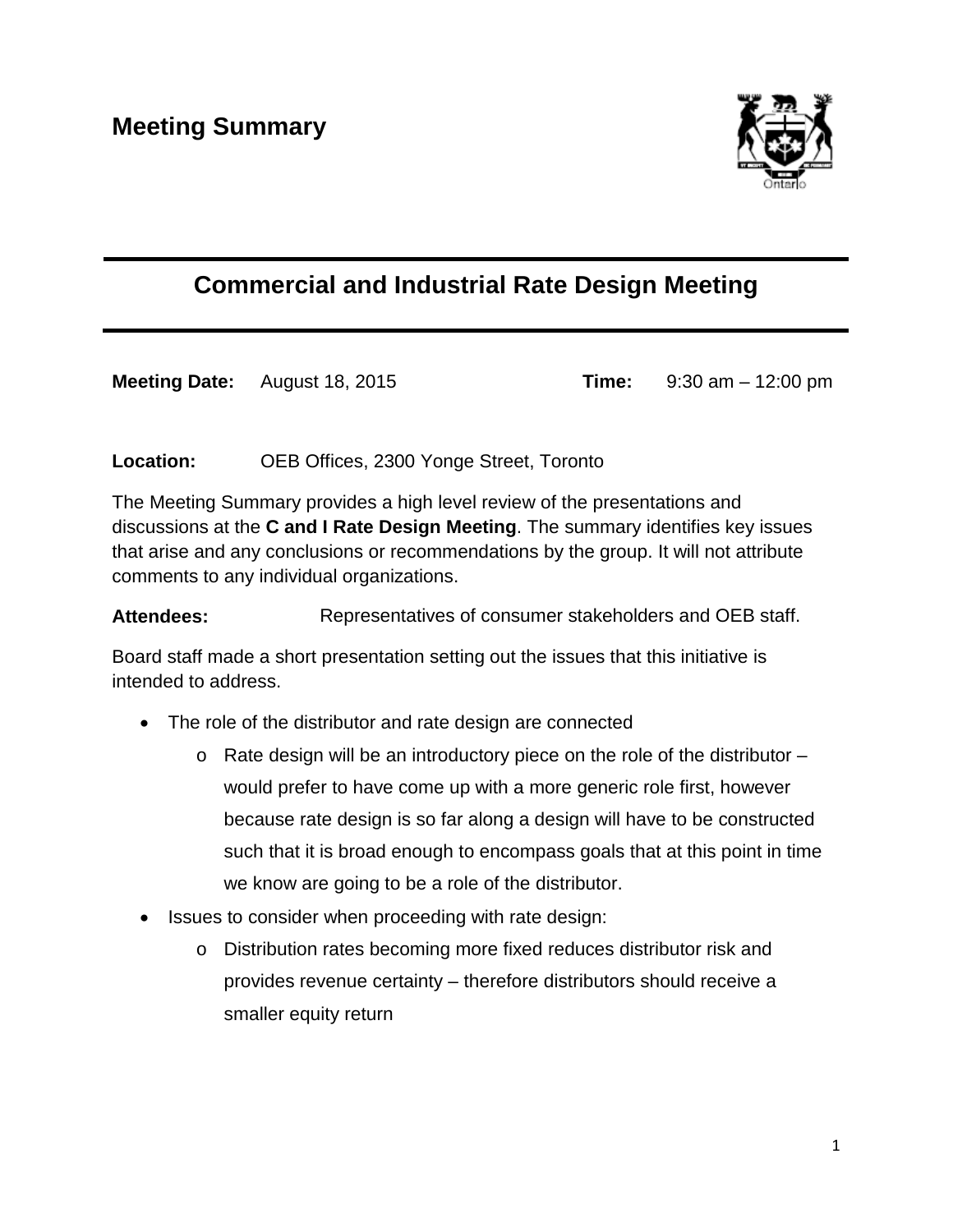# Meeting Summary

## Commercial and Industrial Rate Design Meeting

**Meeting Date:** August 18, 2015 **Time:** 9:30 am – 12:00 pm

**Location:** OEB Offices, 2300 Yonge Street, Toronto

The Meeting Summary provides a high level review of the presentations and discussions at the **C and I Rate Design Meeting**. The summary identifies key issues that arise and any conclusions or recommendations by the group. It will not attribute comments to any individual organizations.

**Attendees:** Representatives of consumer stakeholders and OEB staff.

Board staff made a short presentation setting out the issues that this initiative is intended to address.

- The role of the distributor and rate design are connected
  - Rate design will be an introductory piece on the role of the distributor – would prefer to have come up with a more generic role first, however because rate design is so far along a design will have to be constructed such that it is broad enough to encompass goals that at this point in time we know are going to be a role of the distributor.
- Issues to consider when proceeding with rate design:
  - Distribution rates becoming more fixed reduces distributor risk and provides revenue certainty – therefore distributors should receive a smaller equity return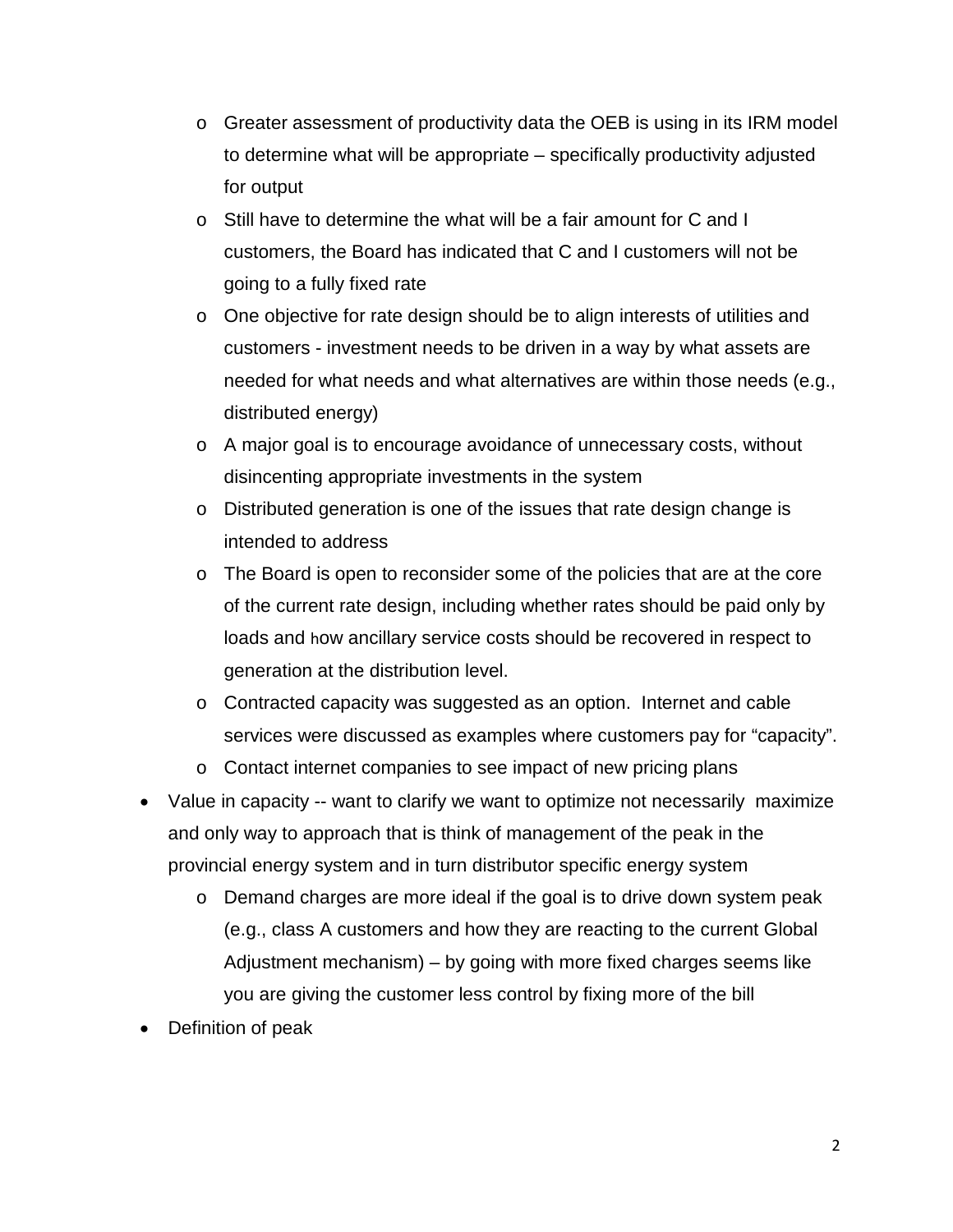- Greater assessment of productivity data the OEB is using in its IRM model to determine what will be appropriate – specifically productivity adjusted for output
  - Still have to determine the what will be a fair amount for C and I customers, the Board has indicated that C and I customers will not be going to a fully fixed rate
  - One objective for rate design should be to align interests of utilities and customers - investment needs to be driven in a way by what assets are needed for what needs and what alternatives are within those needs (e.g., distributed energy)
  - A major goal is to encourage avoidance of unnecessary costs, without disincenting appropriate investments in the system
  - Distributed generation is one of the issues that rate design change is intended to address
  - The Board is open to reconsider some of the policies that are at the core of the current rate design, including whether rates should be paid only by loads and how ancillary service costs should be recovered in respect to generation at the distribution level.
  - Contracted capacity was suggested as an option. Internet and cable services were discussed as examples where customers pay for "capacity".
  - Contact internet companies to see impact of new pricing plans
- Value in capacity -- want to clarify we want to optimize not necessarily maximize and only way to approach that is think of management of the peak in the provincial energy system and in turn distributor specific energy system
  - Demand charges are more ideal if the goal is to drive down system peak (e.g., class A customers and how they are reacting to the current Global Adjustment mechanism) – by going with more fixed charges seems like you are giving the customer less control by fixing more of the bill
- Definition of peak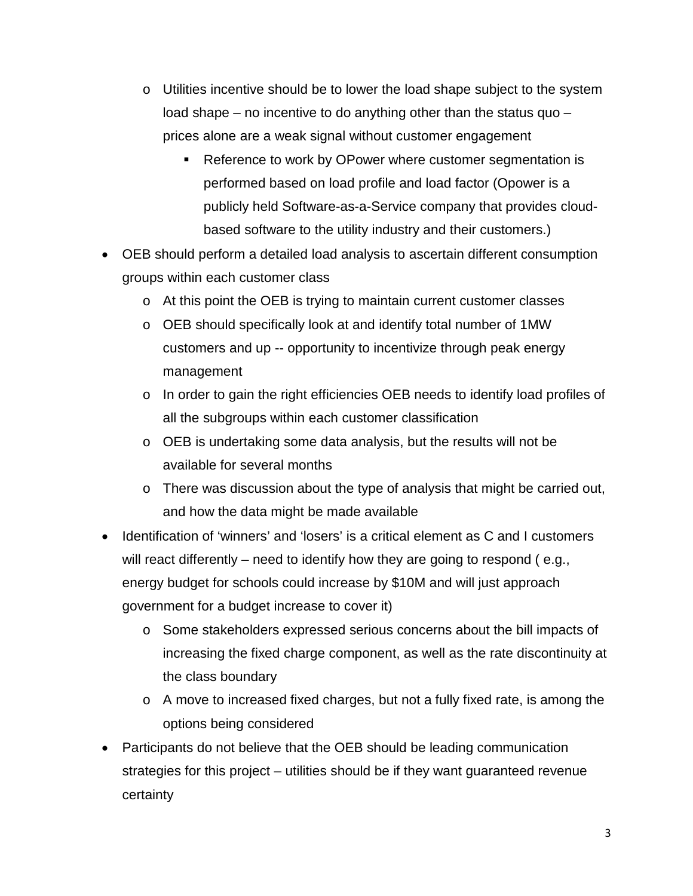- Utilities incentive should be to lower the load shape subject to the system load shape – no incentive to do anything other than the status quo – prices alone are a weak signal without customer engagement
    - Reference to work by OPower where customer segmentation is performed based on load profile and load factor (Opower is a publicly held Software-as-a-Service company that provides cloud-based software to the utility industry and their customers.)
- OEB should perform a detailed load analysis to ascertain different consumption groups within each customer class
  - At this point the OEB is trying to maintain current customer classes
  - OEB should specifically look at and identify total number of 1MW customers and up -- opportunity to incentivize through peak energy management
  - In order to gain the right efficiencies OEB needs to identify load profiles of all the subgroups within each customer classification
  - OEB is undertaking some data analysis, but the results will not be available for several months
  - There was discussion about the type of analysis that might be carried out, and how the data might be made available
- Identification of 'winners' and 'losers' is a critical element as C and I customers will react differently – need to identify how they are going to respond ( e.g., energy budget for schools could increase by $10M and will just approach government for a budget increase to cover it)
  - Some stakeholders expressed serious concerns about the bill impacts of increasing the fixed charge component, as well as the rate discontinuity at the class boundary
  - A move to increased fixed charges, but not a fully fixed rate, is among the options being considered
- Participants do not believe that the OEB should be leading communication strategies for this project – utilities should be if they want guaranteed revenue certainty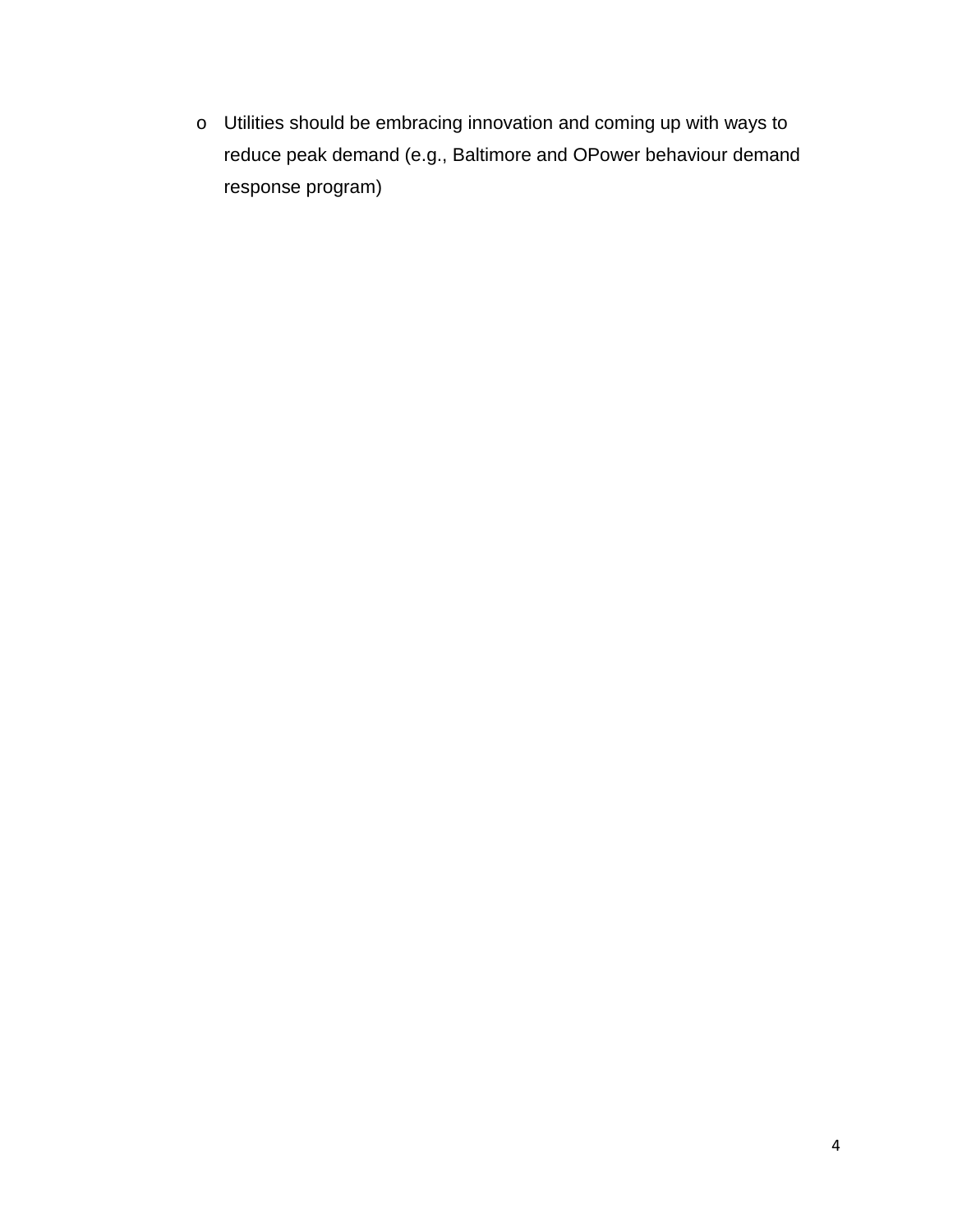- Utilities should be embracing innovation and coming up with ways to reduce peak demand (e.g., Baltimore and OPower behaviour demand response program)